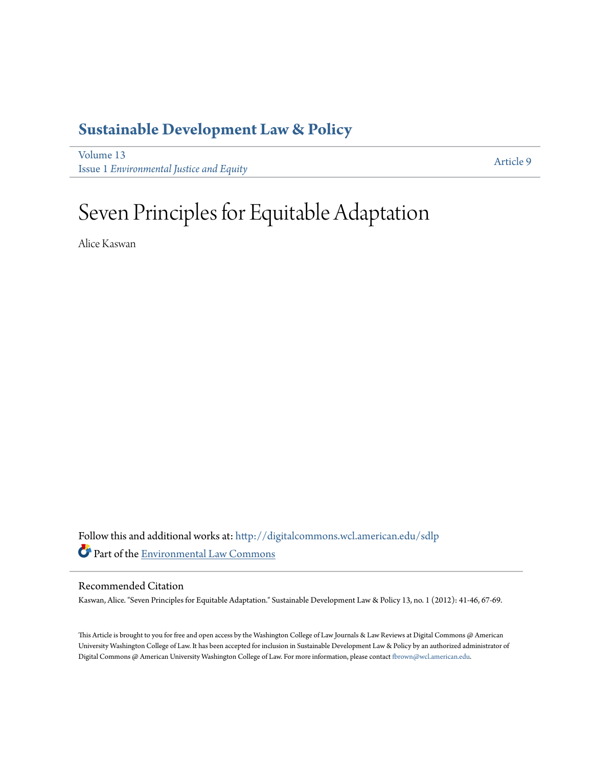# Sustainable Development Law & Policy

Volume 13
Issue 1 *Environmental Justice and Equity*

Article 9

# Seven Principles for Equitable Adaptation

Alice Kaswan

Follow this and additional works at: http://digitalcommons.wcl.american.edu/sdlp

Part of the Environmental Law Commons

## Recommended Citation

Kaswan, Alice. "Seven Principles for Equitable Adaptation." Sustainable Development Law & Policy 13, no. 1 (2012): 41-46, 67-69.

This Article is brought to you for free and open access by the Washington College of Law Journals & Law Reviews at Digital Commons @ American University Washington College of Law. It has been accepted for inclusion in Sustainable Development Law & Policy by an authorized administrator of Digital Commons @ American University Washington College of Law. For more information, please contact fbrown@wcl.american.edu.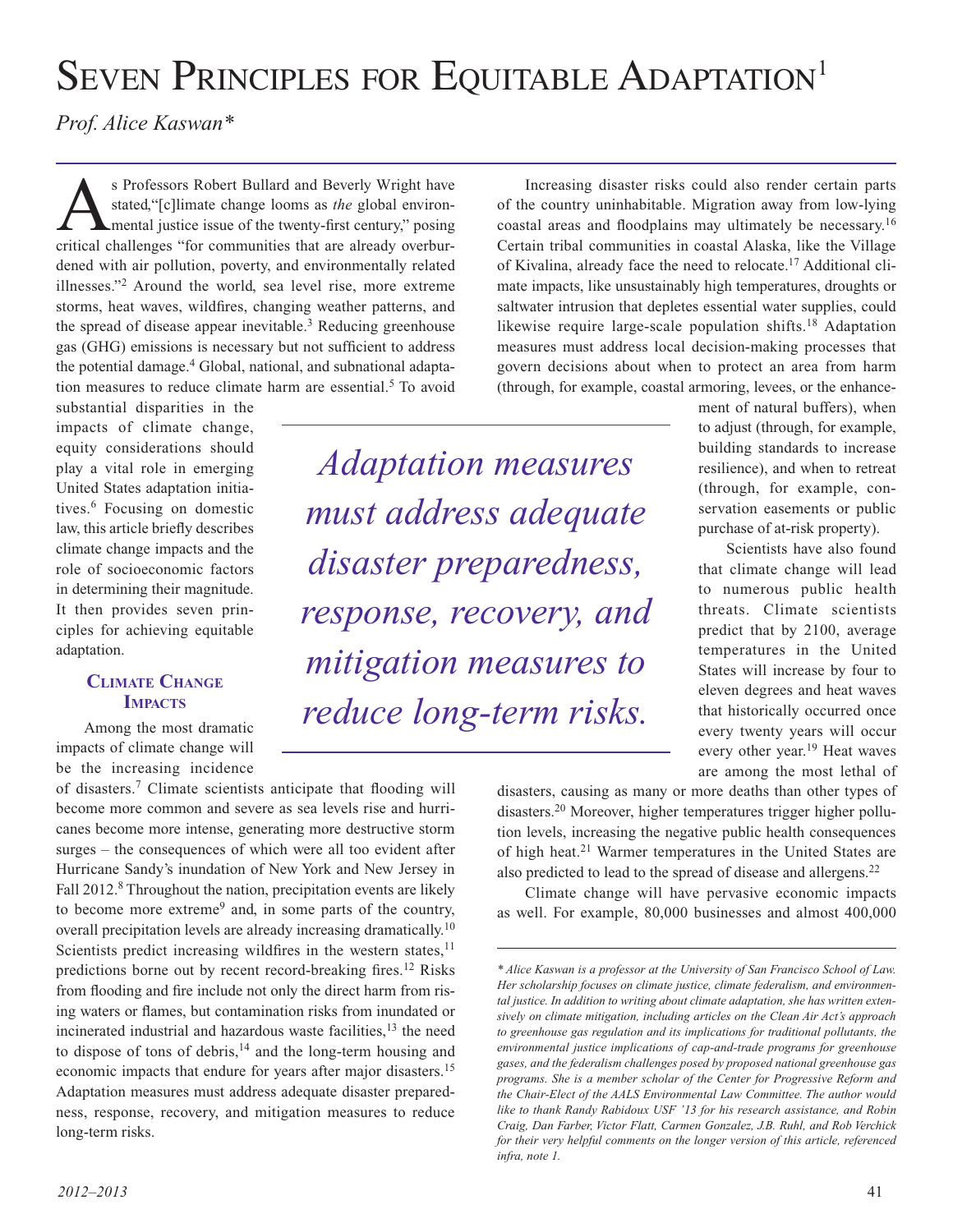# Seven Principles for Equitable Adaptation[1]

*Prof. Alice Kaswan**

As Professors Robert Bullard and Beverly Wright have stated,"[c]limate change looms as *the* global environmental justice issue of the twenty-first century," posing critical challenges "for communities that are already overburdened with air pollution, poverty, and environmentally related illnesses."[2] Around the world, sea level rise, more extreme storms, heat waves, wildfires, changing weather patterns, and the spread of disease appear inevitable.[3] Reducing greenhouse gas (GHG) emissions is necessary but not sufficient to address the potential damage.[4] Global, national, and subnational adaptation measures to reduce climate harm are essential.[5] To avoid substantial disparities in the impacts of climate change, equity considerations should play a vital role in emerging United States adaptation initiatives.[6] Focusing on domestic law, this article briefly describes climate change impacts and the role of socioeconomic factors in determining their magnitude. It then provides seven principles for achieving equitable adaptation.

## Climate Change Impacts

Among the most dramatic impacts of climate change will be the increasing incidence of disasters.[7] Climate scientists anticipate that flooding will become more common and severe as sea levels rise and hurricanes become more intense, generating more destructive storm surges – the consequences of which were all too evident after Hurricane Sandy's inundation of New York and New Jersey in Fall 2012.[8] Throughout the nation, precipitation events are likely to become more extreme[9] and, in some parts of the country, overall precipitation levels are already increasing dramatically.[10] Scientists predict increasing wildfires in the western states,[11] predictions borne out by recent record-breaking fires.[12] Risks from flooding and fire include not only the direct harm from rising waters or flames, but contamination risks from inundated or incinerated industrial and hazardous waste facilities,[13] the need to dispose of tons of debris,[14] and the long-term housing and economic impacts that endure for years after major disasters.[15] Adaptation measures must address adequate disaster preparedness, response, recovery, and mitigation measures to reduce long-term risks.

*Adaptation measures must address adequate disaster preparedness, response, recovery, and mitigation measures to reduce long-term risks.*

Increasing disaster risks could also render certain parts of the country uninhabitable. Migration away from low-lying coastal areas and floodplains may ultimately be necessary.[16] Certain tribal communities in coastal Alaska, like the Village of Kivalina, already face the need to relocate.[17] Additional climate impacts, like unsustainably high temperatures, droughts or saltwater intrusion that depletes essential water supplies, could likewise require large-scale population shifts.[18] Adaptation measures must address local decision-making processes that govern decisions about when to protect an area from harm (through, for example, coastal armoring, levees, or the enhancement of natural buffers), when to adjust (through, for example, building standards to increase resilience), and when to retreat (through, for example, conservation easements or public purchase of at-risk property).

Scientists have also found that climate change will lead to numerous public health threats. Climate scientists predict that by 2100, average temperatures in the United States will increase by four to eleven degrees and heat waves that historically occurred once every twenty years will occur every other year.[19] Heat waves are among the most lethal of disasters, causing as many or more deaths than other types of disasters.[20] Moreover, higher temperatures trigger higher pollution levels, increasing the negative public health consequences of high heat.[21] Warmer temperatures in the United States are also predicted to lead to the spread of disease and allergens.[22]

Climate change will have pervasive economic impacts as well. For example, 80,000 businesses and almost 400,000

*\* Alice Kaswan is a professor at the University of San Francisco School of Law. Her scholarship focuses on climate justice, climate federalism, and environmental justice. In addition to writing about climate adaptation, she has written extensively on climate mitigation, including articles on the Clean Air Act's approach to greenhouse gas regulation and its implications for traditional pollutants, the environmental justice implications of cap-and-trade programs for greenhouse gases, and the federalism challenges posed by proposed national greenhouse gas programs. She is a member scholar of the Center for Progressive Reform and the Chair-Elect of the AALS Environmental Law Committee. The author would like to thank Randy Rabidoux USF '13 for his research assistance, and Robin Craig, Dan Farber, Victor Flatt, Carmen Gonzalez, J.B. Ruhl, and Rob Verchick for their very helpful comments on the longer version of this article, referenced infra, note 1.*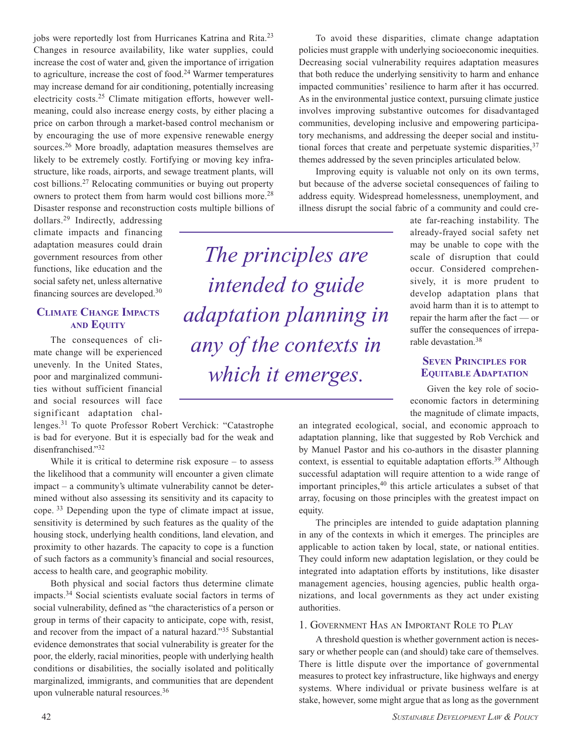jobs were reportedly lost from Hurricanes Katrina and Rita.[23] Changes in resource availability, like water supplies, could increase the cost of water and, given the importance of irrigation to agriculture, increase the cost of food.[24] Warmer temperatures may increase demand for air conditioning, potentially increasing electricity costs.[25] Climate mitigation efforts, however well-meaning, could also increase energy costs, by either placing a price on carbon through a market-based control mechanism or by encouraging the use of more expensive renewable energy sources.[26] More broadly, adaptation measures themselves are likely to be extremely costly. Fortifying or moving key infrastructure, like roads, airports, and sewage treatment plants, will cost billions.[27] Relocating communities or buying out property owners to protect them from harm would cost billions more.[28] Disaster response and reconstruction costs multiple billions of dollars.[29] Indirectly, addressing climate impacts and financing adaptation measures could drain government resources from other functions, like education and the social safety net, unless alternative financing sources are developed.[30]

## Climate Change Impacts and Equity

The consequences of climate change will be experienced unevenly. In the United States, poor and marginalized communities without sufficient financial and social resources will face significant adaptation challenges.[31] To quote Professor Robert Verchick: "Catastrophe is bad for everyone. But it is especially bad for the weak and disenfranchised."[32]

While it is critical to determine risk exposure – to assess the likelihood that a community will encounter a given climate impact – a community's ultimate vulnerability cannot be determined without also assessing its sensitivity and its capacity to cope. [33] Depending upon the type of climate impact at issue, sensitivity is determined by such features as the quality of the housing stock, underlying health conditions, land elevation, and proximity to other hazards. The capacity to cope is a function of such factors as a community's financial and social resources, access to health care, and geographic mobility.

Both physical and social factors thus determine climate impacts.[34] Social scientists evaluate social factors in terms of social vulnerability, defined as "the characteristics of a person or group in terms of their capacity to anticipate, cope with, resist, and recover from the impact of a natural hazard."[35] Substantial evidence demonstrates that social vulnerability is greater for the poor, the elderly, racial minorities, people with underlying health conditions or disabilities, the socially isolated and politically marginalized, immigrants, and communities that are dependent upon vulnerable natural resources.[36]

To avoid these disparities, climate change adaptation policies must grapple with underlying socioeconomic inequities. Decreasing social vulnerability requires adaptation measures that both reduce the underlying sensitivity to harm and enhance impacted communities' resilience to harm after it has occurred. As in the environmental justice context, pursuing climate justice involves improving substantive outcomes for disadvantaged communities, developing inclusive and empowering participatory mechanisms, and addressing the deeper social and institutional forces that create and perpetuate systemic disparities,[37] themes addressed by the seven principles articulated below.

Improving equity is valuable not only on its own terms, but because of the adverse societal consequences of failing to address equity. Widespread homelessness, unemployment, and illness disrupt the social fabric of a community and could create far-reaching instability. The already-frayed social safety net may be unable to cope with the scale of disruption that could occur. Considered comprehensively, it is more prudent to develop adaptation plans that avoid harm than it is to attempt to repair the harm after the fact — or suffer the consequences of irreparable devastation.[38]

*The principles are intended to guide adaptation planning in any of the contexts in which it emerges.*

## Seven Principles for Equitable Adaptation

Given the key role of socioeconomic factors in determining the magnitude of climate impacts, an integrated ecological, social, and economic approach to adaptation planning, like that suggested by Rob Verchick and by Manuel Pastor and his co-authors in the disaster planning context, is essential to equitable adaptation efforts.[39] Although successful adaptation will require attention to a wide range of important principles,[40] this article articulates a subset of that array, focusing on those principles with the greatest impact on equity.

The principles are intended to guide adaptation planning in any of the contexts in which it emerges. The principles are applicable to action taken by local, state, or national entities. They could inform new adaptation legislation, or they could be integrated into adaptation efforts by institutions, like disaster management agencies, housing agencies, public health organizations, and local governments as they act under existing authorities.

### 1. Government Has an Important Role to Play

A threshold question is whether government action is necessary or whether people can (and should) take care of themselves. There is little dispute over the importance of governmental measures to protect key infrastructure, like highways and energy systems. Where individual or private business welfare is at stake, however, some might argue that as long as the government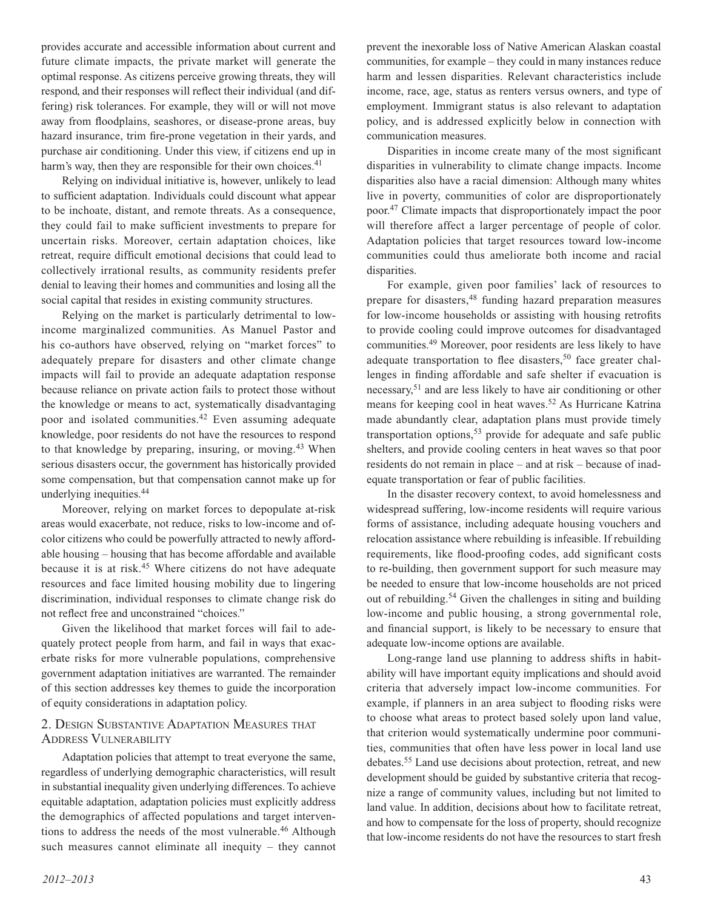provides accurate and accessible information about current and future climate impacts, the private market will generate the optimal response. As citizens perceive growing threats, they will respond, and their responses will reflect their individual (and differing) risk tolerances. For example, they will or will not move away from floodplains, seashores, or disease-prone areas, buy hazard insurance, trim fire-prone vegetation in their yards, and purchase air conditioning. Under this view, if citizens end up in harm's way, then they are responsible for their own choices.[41]

Relying on individual initiative is, however, unlikely to lead to sufficient adaptation. Individuals could discount what appear to be inchoate, distant, and remote threats. As a consequence, they could fail to make sufficient investments to prepare for uncertain risks. Moreover, certain adaptation choices, like retreat, require difficult emotional decisions that could lead to collectively irrational results, as community residents prefer denial to leaving their homes and communities and losing all the social capital that resides in existing community structures.

Relying on the market is particularly detrimental to low-income marginalized communities. As Manuel Pastor and his co-authors have observed, relying on "market forces" to adequately prepare for disasters and other climate change impacts will fail to provide an adequate adaptation response because reliance on private action fails to protect those without the knowledge or means to act, systematically disadvantaging poor and isolated communities.[42] Even assuming adequate knowledge, poor residents do not have the resources to respond to that knowledge by preparing, insuring, or moving.[43] When serious disasters occur, the government has historically provided some compensation, but that compensation cannot make up for underlying inequities.[44]

Moreover, relying on market forces to depopulate at-risk areas would exacerbate, not reduce, risks to low-income and of-color citizens who could be powerfully attracted to newly affordable housing – housing that has become affordable and available because it is at risk.[45] Where citizens do not have adequate resources and face limited housing mobility due to lingering discrimination, individual responses to climate change risk do not reflect free and unconstrained "choices."

Given the likelihood that market forces will fail to adequately protect people from harm, and fail in ways that exacerbate risks for more vulnerable populations, comprehensive government adaptation initiatives are warranted. The remainder of this section addresses key themes to guide the incorporation of equity considerations in adaptation policy.

## 2. Design Substantive Adaptation Measures that Address Vulnerability

Adaptation policies that attempt to treat everyone the same, regardless of underlying demographic characteristics, will result in substantial inequality given underlying differences. To achieve equitable adaptation, adaptation policies must explicitly address the demographics of affected populations and target interventions to address the needs of the most vulnerable.[46] Although such measures cannot eliminate all inequity – they cannot prevent the inexorable loss of Native American Alaskan coastal communities, for example – they could in many instances reduce harm and lessen disparities. Relevant characteristics include income, race, age, status as renters versus owners, and type of employment. Immigrant status is also relevant to adaptation policy, and is addressed explicitly below in connection with communication measures.

Disparities in income create many of the most significant disparities in vulnerability to climate change impacts. Income disparities also have a racial dimension: Although many whites live in poverty, communities of color are disproportionately poor.[47] Climate impacts that disproportionately impact the poor will therefore affect a larger percentage of people of color. Adaptation policies that target resources toward low-income communities could thus ameliorate both income and racial disparities.

For example, given poor families' lack of resources to prepare for disasters,[48] funding hazard preparation measures for low-income households or assisting with housing retrofits to provide cooling could improve outcomes for disadvantaged communities.[49] Moreover, poor residents are less likely to have adequate transportation to flee disasters,[50] face greater challenges in finding affordable and safe shelter if evacuation is necessary,[51] and are less likely to have air conditioning or other means for keeping cool in heat waves.[52] As Hurricane Katrina made abundantly clear, adaptation plans must provide timely transportation options,[53] provide for adequate and safe public shelters, and provide cooling centers in heat waves so that poor residents do not remain in place – and at risk – because of inadequate transportation or fear of public facilities.

In the disaster recovery context, to avoid homelessness and widespread suffering, low-income residents will require various forms of assistance, including adequate housing vouchers and relocation assistance where rebuilding is infeasible. If rebuilding requirements, like flood-proofing codes, add significant costs to re-building, then government support for such measure may be needed to ensure that low-income households are not priced out of rebuilding.[54] Given the challenges in siting and building low-income and public housing, a strong governmental role, and financial support, is likely to be necessary to ensure that adequate low-income options are available.

Long-range land use planning to address shifts in habitability will have important equity implications and should avoid criteria that adversely impact low-income communities. For example, if planners in an area subject to flooding risks were to choose what areas to protect based solely upon land value, that criterion would systematically undermine poor communities, communities that often have less power in local land use debates.[55] Land use decisions about protection, retreat, and new development should be guided by substantive criteria that recognize a range of community values, including but not limited to land value. In addition, decisions about how to facilitate retreat, and how to compensate for the loss of property, should recognize that low-income residents do not have the resources to start fresh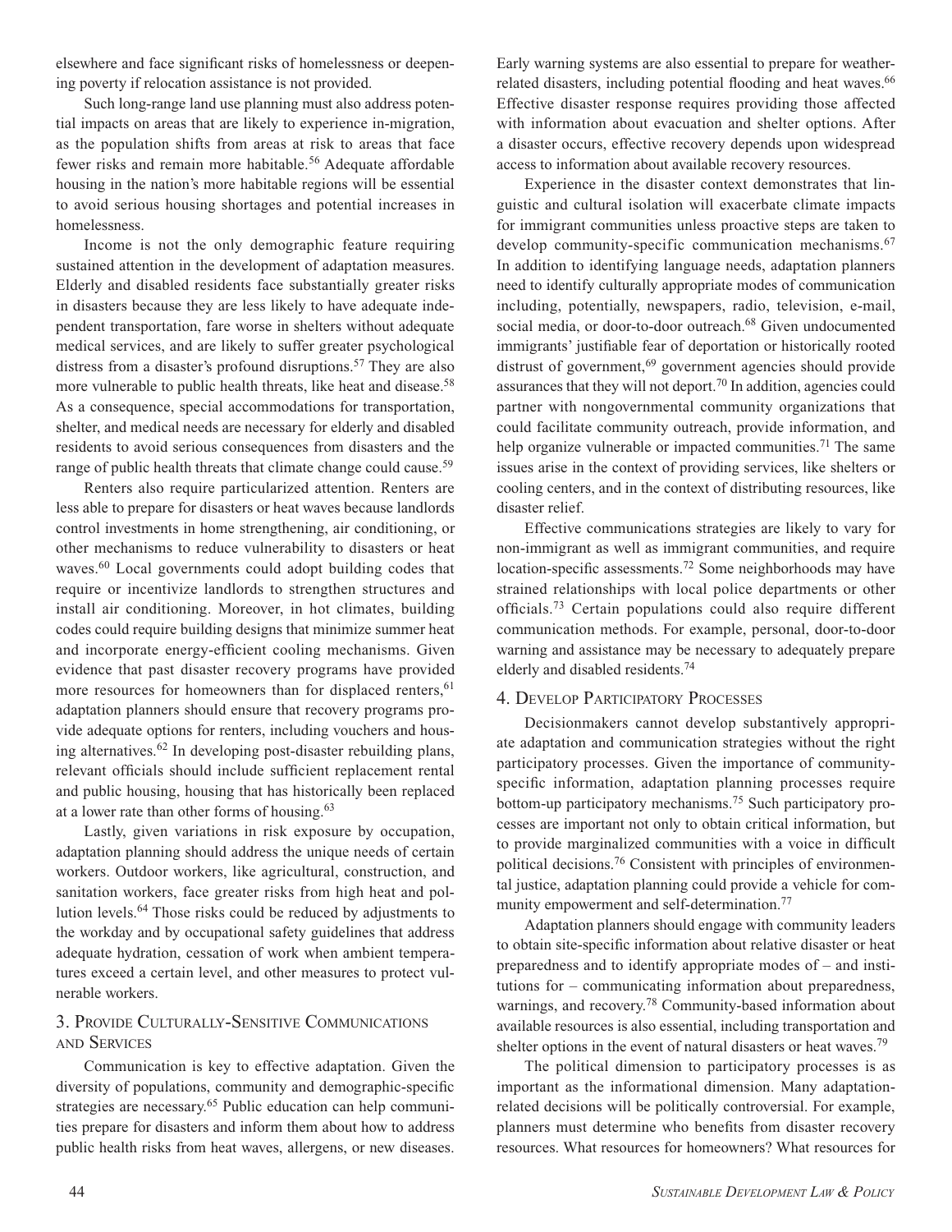elsewhere and face significant risks of homelessness or deepening poverty if relocation assistance is not provided.

Such long-range land use planning must also address potential impacts on areas that are likely to experience in-migration, as the population shifts from areas at risk to areas that face fewer risks and remain more habitable.[56] Adequate affordable housing in the nation's more habitable regions will be essential to avoid serious housing shortages and potential increases in homelessness.

Income is not the only demographic feature requiring sustained attention in the development of adaptation measures. Elderly and disabled residents face substantially greater risks in disasters because they are less likely to have adequate independent transportation, fare worse in shelters without adequate medical services, and are likely to suffer greater psychological distress from a disaster's profound disruptions.[57] They are also more vulnerable to public health threats, like heat and disease.[58] As a consequence, special accommodations for transportation, shelter, and medical needs are necessary for elderly and disabled residents to avoid serious consequences from disasters and the range of public health threats that climate change could cause.[59]

Renters also require particularized attention. Renters are less able to prepare for disasters or heat waves because landlords control investments in home strengthening, air conditioning, or other mechanisms to reduce vulnerability to disasters or heat waves.[60] Local governments could adopt building codes that require or incentivize landlords to strengthen structures and install air conditioning. Moreover, in hot climates, building codes could require building designs that minimize summer heat and incorporate energy-efficient cooling mechanisms. Given evidence that past disaster recovery programs have provided more resources for homeowners than for displaced renters,[61] adaptation planners should ensure that recovery programs provide adequate options for renters, including vouchers and housing alternatives.[62] In developing post-disaster rebuilding plans, relevant officials should include sufficient replacement rental and public housing, housing that has historically been replaced at a lower rate than other forms of housing.[63]

Lastly, given variations in risk exposure by occupation, adaptation planning should address the unique needs of certain workers. Outdoor workers, like agricultural, construction, and sanitation workers, face greater risks from high heat and pollution levels.[64] Those risks could be reduced by adjustments to the workday and by occupational safety guidelines that address adequate hydration, cessation of work when ambient temperatures exceed a certain level, and other measures to protect vulnerable workers.

## 3. Provide Culturally-Sensitive Communications and Services

Communication is key to effective adaptation. Given the diversity of populations, community and demographic-specific strategies are necessary.[65] Public education can help communities prepare for disasters and inform them about how to address public health risks from heat waves, allergens, or new diseases. Early warning systems are also essential to prepare for weather-related disasters, including potential flooding and heat waves.[66] Effective disaster response requires providing those affected with information about evacuation and shelter options. After a disaster occurs, effective recovery depends upon widespread access to information about available recovery resources.

Experience in the disaster context demonstrates that linguistic and cultural isolation will exacerbate climate impacts for immigrant communities unless proactive steps are taken to develop community-specific communication mechanisms.[67] In addition to identifying language needs, adaptation planners need to identify culturally appropriate modes of communication including, potentially, newspapers, radio, television, e-mail, social media, or door-to-door outreach.[68] Given undocumented immigrants' justifiable fear of deportation or historically rooted distrust of government,[69] government agencies should provide assurances that they will not deport.[70] In addition, agencies could partner with nongovernmental community organizations that could facilitate community outreach, provide information, and help organize vulnerable or impacted communities.[71] The same issues arise in the context of providing services, like shelters or cooling centers, and in the context of distributing resources, like disaster relief.

Effective communications strategies are likely to vary for non-immigrant as well as immigrant communities, and require location-specific assessments.[72] Some neighborhoods may have strained relationships with local police departments or other officials.[73] Certain populations could also require different communication methods. For example, personal, door-to-door warning and assistance may be necessary to adequately prepare elderly and disabled residents.[74]

## 4. Develop Participatory Processes

Decisionmakers cannot develop substantively appropriate adaptation and communication strategies without the right participatory processes. Given the importance of community-specific information, adaptation planning processes require bottom-up participatory mechanisms.[75] Such participatory processes are important not only to obtain critical information, but to provide marginalized communities with a voice in difficult political decisions.[76] Consistent with principles of environmental justice, adaptation planning could provide a vehicle for community empowerment and self-determination.[77]

Adaptation planners should engage with community leaders to obtain site-specific information about relative disaster or heat preparedness and to identify appropriate modes of – and institutions for – communicating information about preparedness, warnings, and recovery.[78] Community-based information about available resources is also essential, including transportation and shelter options in the event of natural disasters or heat waves.[79]

The political dimension to participatory processes is as important as the informational dimension. Many adaptation-related decisions will be politically controversial. For example, planners must determine who benefits from disaster recovery resources. What resources for homeowners? What resources for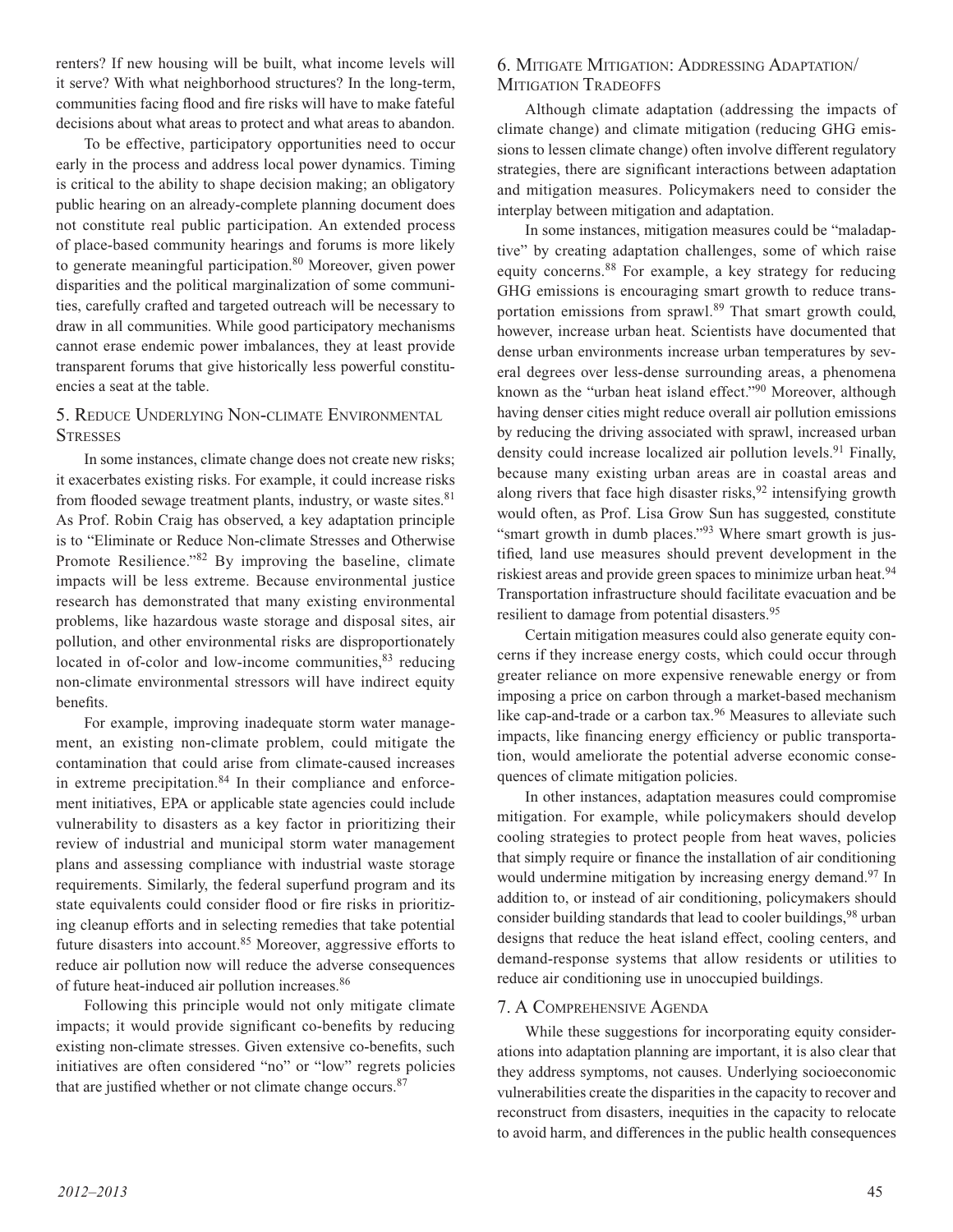renters? If new housing will be built, what income levels will it serve? With what neighborhood structures? In the long-term, communities facing flood and fire risks will have to make fateful decisions about what areas to protect and what areas to abandon.

To be effective, participatory opportunities need to occur early in the process and address local power dynamics. Timing is critical to the ability to shape decision making; an obligatory public hearing on an already-complete planning document does not constitute real public participation. An extended process of place-based community hearings and forums is more likely to generate meaningful participation.[80] Moreover, given power disparities and the political marginalization of some communities, carefully crafted and targeted outreach will be necessary to draw in all communities. While good participatory mechanisms cannot erase endemic power imbalances, they at least provide transparent forums that give historically less powerful constituencies a seat at the table.

### 5. Reduce Underlying Non-climate Environmental Stresses

In some instances, climate change does not create new risks; it exacerbates existing risks. For example, it could increase risks from flooded sewage treatment plants, industry, or waste sites.[81] As Prof. Robin Craig has observed, a key adaptation principle is to "Eliminate or Reduce Non-climate Stresses and Otherwise Promote Resilience."[82] By improving the baseline, climate impacts will be less extreme. Because environmental justice research has demonstrated that many existing environmental problems, like hazardous waste storage and disposal sites, air pollution, and other environmental risks are disproportionately located in of-color and low-income communities,[83] reducing non-climate environmental stressors will have indirect equity benefits.

For example, improving inadequate storm water management, an existing non-climate problem, could mitigate the contamination that could arise from climate-caused increases in extreme precipitation.[84] In their compliance and enforcement initiatives, EPA or applicable state agencies could include vulnerability to disasters as a key factor in prioritizing their review of industrial and municipal storm water management plans and assessing compliance with industrial waste storage requirements. Similarly, the federal superfund program and its state equivalents could consider flood or fire risks in prioritizing cleanup efforts and in selecting remedies that take potential future disasters into account.[85] Moreover, aggressive efforts to reduce air pollution now will reduce the adverse consequences of future heat-induced air pollution increases.[86]

Following this principle would not only mitigate climate impacts; it would provide significant co-benefits by reducing existing non-climate stresses. Given extensive co-benefits, such initiatives are often considered "no" or "low" regrets policies that are justified whether or not climate change occurs.[87]

### 6. Mitigate Mitigation: Addressing Adaptation/Mitigation Tradeoffs

Although climate adaptation (addressing the impacts of climate change) and climate mitigation (reducing GHG emissions to lessen climate change) often involve different regulatory strategies, there are significant interactions between adaptation and mitigation measures. Policymakers need to consider the interplay between mitigation and adaptation.

In some instances, mitigation measures could be "maladaptive" by creating adaptation challenges, some of which raise equity concerns.[88] For example, a key strategy for reducing GHG emissions is encouraging smart growth to reduce transportation emissions from sprawl.[89] That smart growth could, however, increase urban heat. Scientists have documented that dense urban environments increase urban temperatures by several degrees over less-dense surrounding areas, a phenomena known as the "urban heat island effect."[90] Moreover, although having denser cities might reduce overall air pollution emissions by reducing the driving associated with sprawl, increased urban density could increase localized air pollution levels.[91] Finally, because many existing urban areas are in coastal areas and along rivers that face high disaster risks,[92] intensifying growth would often, as Prof. Lisa Grow Sun has suggested, constitute "smart growth in dumb places."[93] Where smart growth is justified, land use measures should prevent development in the riskiest areas and provide green spaces to minimize urban heat.[94] Transportation infrastructure should facilitate evacuation and be resilient to damage from potential disasters.[95]

Certain mitigation measures could also generate equity concerns if they increase energy costs, which could occur through greater reliance on more expensive renewable energy or from imposing a price on carbon through a market-based mechanism like cap-and-trade or a carbon tax.[96] Measures to alleviate such impacts, like financing energy efficiency or public transportation, would ameliorate the potential adverse economic consequences of climate mitigation policies.

In other instances, adaptation measures could compromise mitigation. For example, while policymakers should develop cooling strategies to protect people from heat waves, policies that simply require or finance the installation of air conditioning would undermine mitigation by increasing energy demand.[97] In addition to, or instead of air conditioning, policymakers should consider building standards that lead to cooler buildings,[98] urban designs that reduce the heat island effect, cooling centers, and demand-response systems that allow residents or utilities to reduce air conditioning use in unoccupied buildings.

### 7. A Comprehensive Agenda

While these suggestions for incorporating equity considerations into adaptation planning are important, it is also clear that they address symptoms, not causes. Underlying socioeconomic vulnerabilities create the disparities in the capacity to recover and reconstruct from disasters, inequities in the capacity to relocate to avoid harm, and differences in the public health consequences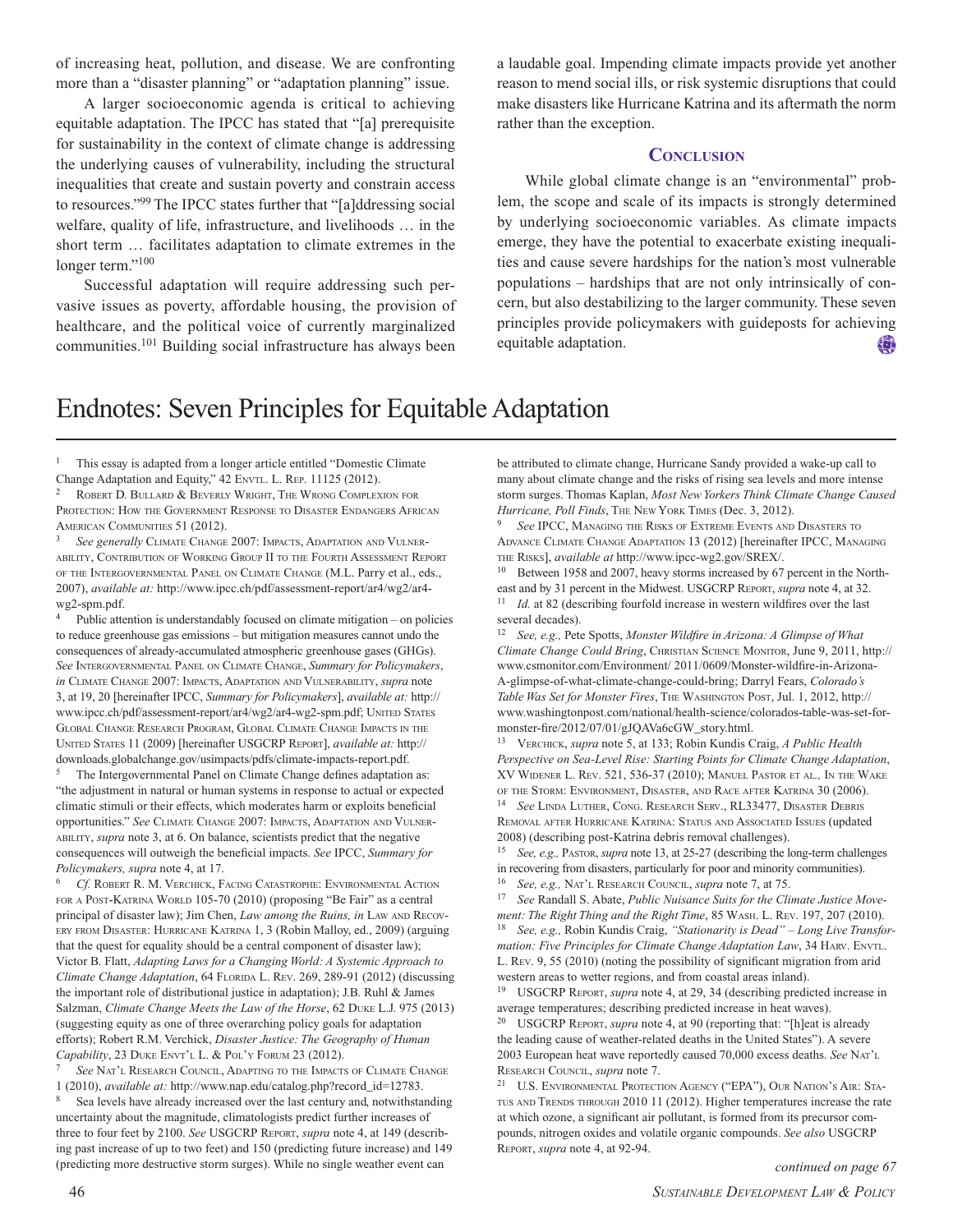of increasing heat, pollution, and disease. We are confronting more than a "disaster planning" or "adaptation planning" issue.

A larger socioeconomic agenda is critical to achieving equitable adaptation. The IPCC has stated that "[a] prerequisite for sustainability in the context of climate change is addressing the underlying causes of vulnerability, including the structural inequalities that create and sustain poverty and constrain access to resources."[99] The IPCC states further that "[a]ddressing social welfare, quality of life, infrastructure, and livelihoods … in the short term … facilitates adaptation to climate extremes in the longer term."[100]

Successful adaptation will require addressing such pervasive issues as poverty, affordable housing, the provision of healthcare, and the political voice of currently marginalized communities.[101] Building social infrastructure has always been a laudable goal. Impending climate impacts provide yet another reason to mend social ills, or risk systemic disruptions that could make disasters like Hurricane Katrina and its aftermath the norm rather than the exception.

## Conclusion

While global climate change is an "environmental" problem, the scope and scale of its impacts is strongly determined by underlying socioeconomic variables. As climate impacts emerge, they have the potential to exacerbate existing inequalities and cause severe hardships for the nation's most vulnerable populations – hardships that are not only intrinsically of concern, but also destabilizing to the larger community. These seven principles provide policymakers with guideposts for achieving equitable adaptation.

# Endnotes: Seven Principles for Equitable Adaptation

1 This essay is adapted from a longer article entitled "Domestic Climate Change Adaptation and Equity," 42 Envtl. L. Rep. 11125 (2012).

2 Robert D. Bullard & Beverly Wright, The Wrong Complexion for Protection: How the Government Response to Disaster Endangers African American Communities 51 (2012).

3 *See generally* Climate Change 2007: Impacts, Adaptation and Vulnerability, Contribution of Working Group II to the Fourth Assessment Report of the Intergovernmental Panel on Climate Change (M.L. Parry et al., eds., 2007), *available at:* http://www.ipcc.ch/pdf/assessment-report/ar4/wg2/ar4-wg2-spm.pdf.

4 Public attention is understandably focused on climate mitigation – on policies to reduce greenhouse gas emissions – but mitigation measures cannot undo the consequences of already-accumulated atmospheric greenhouse gases (GHGs). *See* Intergovernmental Panel on Climate Change, *Summary for Policymakers*, *in* Climate Change 2007: Impacts, Adaptation and Vulnerability, *supra* note 3, at 19, 20 [hereinafter IPCC, *Summary for Policymakers*], *available at:* http://www.ipcc.ch/pdf/assessment-report/ar4/wg2/ar4-wg2-spm.pdf; United States Global Change Research Program, Global Climate Change Impacts in the United States 11 (2009) [hereinafter USGCRP Report], *available at:* http://downloads.globalchange.gov/usimpacts/pdfs/climate-impacts-report.pdf.

5 The Intergovernmental Panel on Climate Change defines adaptation as: "the adjustment in natural or human systems in response to actual or expected climatic stimuli or their effects, which moderates harm or exploits beneficial opportunities." *See* Climate Change 2007: Impacts, Adaptation and Vulnerability, *supra* note 3, at 6. On balance, scientists predict that the negative consequences will outweigh the beneficial impacts. *See* IPCC, *Summary for Policymakers, supra* note 4, at 17.

6 *Cf.* Robert R. M. Verchick, Facing Catastrophe: Environmental Action for a Post-Katrina World 105-70 (2010) (proposing "Be Fair" as a central principal of disaster law); Jim Chen, *Law among the Ruins, in* Law and Recovery from Disaster: Hurricane Katrina 1, 3 (Robin Malloy, ed., 2009) (arguing that the quest for equality should be a central component of disaster law); Victor B. Flatt, *Adapting Laws for a Changing World: A Systemic Approach to Climate Change Adaptation*, 64 Florida L. Rev. 269, 289-91 (2012) (discussing the important role of distributional justice in adaptation); J.B. Ruhl & James Salzman, *Climate Change Meets the Law of the Horse*, 62 Duke L.J. 975 (2013) (suggesting equity as one of three overarching policy goals for adaptation efforts); Robert R.M. Verchick, *Disaster Justice: The Geography of Human Capability*, 23 Duke Envt'l L. & Pol'y Forum 23 (2012).

7 *See* Nat'l Research Council, Adapting to the Impacts of Climate Change 1 (2010), *available at:* http://www.nap.edu/catalog.php?record_id=12783.

8 Sea levels have already increased over the last century and, notwithstanding uncertainty about the magnitude, climatologists predict further increases of three to four feet by 2100. *See* USGCRP Report, *supra* note 4, at 149 (describing past increase of up to two feet) and 150 (predicting future increase) and 149 (predicting more destructive storm surges). While no single weather event can be attributed to climate change, Hurricane Sandy provided a wake-up call to many about climate change and the risks of rising sea levels and more intense storm surges. Thomas Kaplan, *Most New Yorkers Think Climate Change Caused Hurricane, Poll Finds*, The New York Times (Dec. 3, 2012).

9 *See* IPCC, Managing the Risks of Extreme Events and Disasters to Advance Climate Change Adaptation 13 (2012) [hereinafter IPCC, Managing the Risks], *available at* http://www.ipcc-wg2.gov/SREX/.

10 Between 1958 and 2007, heavy storms increased by 67 percent in the Northeast and by 31 percent in the Midwest. USGCRP Report, *supra* note 4, at 32.

11 *Id.* at 82 (describing fourfold increase in western wildfires over the last several decades).

12 *See, e.g.,* Pete Spotts, *Monster Wildfire in Arizona: A Glimpse of What Climate Change Could Bring*, Christian Science Monitor, June 9, 2011, http://www.csmonitor.com/Environment/ 2011/0609/Monster-wildfire-in-Arizona-A-glimpse-of-what-climate-change-could-bring; Darryl Fears, *Colorado's Table Was Set for Monster Fires*, The Washington Post, Jul. 1, 2012, http://www.washingtonpost.com/national/health-science/colorados-table-was-set-for-monster-fire/2012/07/01/gJQAVa6cGW_story.html.

13 Verchick, *supra* note 5, at 133; Robin Kundis Craig, *A Public Health Perspective on Sea-Level Rise: Starting Points for Climate Change Adaptation*, XV Widener L. Rev. 521, 536-37 (2010); Manuel Pastor et al., In the Wake of the Storm: Environment, Disaster, and Race after Katrina 30 (2006).

14 *See* Linda Luther, Cong. Research Serv., RL33477, Disaster Debris Removal after Hurricane Katrina: Status and Associated Issues (updated 2008) (describing post-Katrina debris removal challenges).

15 *See, e.g.,* Pastor, *supra* note 13, at 25-27 (describing the long-term challenges in recovering from disasters, particularly for poor and minority communities).

16 *See, e.g.,* Nat'l Research Council, *supra* note 7, at 75.

17 *See* Randall S. Abate, *Public Nuisance Suits for the Climate Justice Movement: The Right Thing and the Right Time*, 85 Wash. L. Rev. 197, 207 (2010).

18 *See, e.g.,* Robin Kundis Craig, *"Stationarity is Dead" – Long Live Transformation: Five Principles for Climate Change Adaptation Law*, 34 Harv. Envtl. L. Rev. 9, 55 (2010) (noting the possibility of significant migration from arid western areas to wetter regions, and from coastal areas inland).

19 USGCRP Report, *supra* note 4, at 29, 34 (describing predicted increase in average temperatures; describing predicted increase in heat waves).

20 USGCRP Report, *supra* note 4, at 90 (reporting that: "[h]eat is already the leading cause of weather-related deaths in the United States"). A severe 2003 European heat wave reportedly caused 70,000 excess deaths. *See* Nat'l Research Council, *supra* note 7.

21 U.S. Environmental Protection Agency ("EPA"), Our Nation's Air: Status and Trends through 2010 11 (2012). Higher temperatures increase the rate at which ozone, a significant air pollutant, is formed from its precursor compounds, nitrogen oxides and volatile organic compounds. *See also* USGCRP Report, *supra* note 4, at 92-94.

*continued on page 67*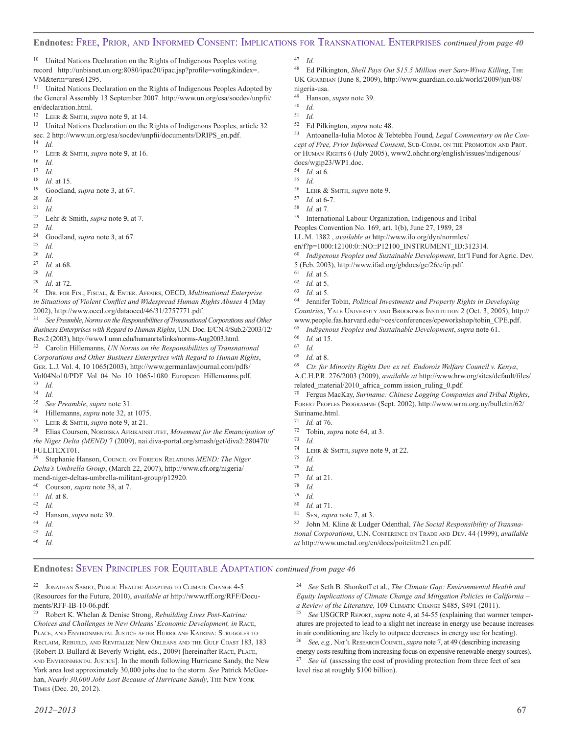## Endnotes: Free, Prior, and Informed Consent: Implications for Transnational Enterprises *continued from page 40*

[10] United Nations Declaration on the Rights of Indigenous Peoples voting record http://unbisnet.un.org:8080/ipac20/ipac.jsp?profile=voting&index=.VM&term=ares61295.

[11] United Nations Declaration on the Rights of Indigenous Peoples Adopted by the General Assembly 13 September 2007. http://www.un.org/esa/socdev/unpfii/en/declaration.html.

[12] Lehr & Smith, *supra* note 9, at 14.

[13] United Nations Declaration on the Rights of Indigenous Peoples, article 32 sec. 2 http://www.un.org/esa/socdev/unpfii/documents/DRIPS_en.pdf.

[14] *Id.*

[15] Lehr & Smith, *supra* note 9, at 16.

[16] *Id.*

[17] *Id.*

[18] *Id.* at 15.

[19] Goodland, *supra* note 3, at 67.

[20] *Id.*

[21] *Id.*

[22] Lehr & Smith, *supra* note 9, at 7.

[23] *Id.*

[24] Goodland, *supra* note 3, at 67.

[25] *Id.*

[26] *Id*.

[27] *Id.* at 68.

[28] *Id.*

[29] *Id*. at 72.

[30] Dir. for Fin., Fiscal, & Enter. Affairs, OECD, *Multinational Enterprise in Situations of Violent Conflict and Widespread Human Rights Abuses* 4 (May 2002), http://www.oecd.org/dataoecd/46/31/2757771.pdf.

[31] *See Preamble*, *Norms on the Responsibilities of Transnational Corporations and Other Business Enterprises with Regard to Human Rights*, U.N. Doc. E/CN.4/Sub.2/2003/12/Rev.2 (2003), http://www1.umn.edu/humanrts/links/norms-Aug2003.html.

[32] Carolin Hillemanns, *UN Norms on the Responsibilities of Transnational Corporations and Other Business Enterprises with Regard to Human Rights*, Ger. L.J. Vol. 4, 10 1065(2003), http://www.germanlawjournal.com/pdfs/Vol04No10/PDF_Vol_04_No_10_1065-1080_European_Hillemanns.pdf.

[33] *Id.*

[34] *Id.*

[35] *See Preamble*, *supra* note 31.

[36] Hillemanns, *supra* note 32, at 1075.

[37] Lehr & Smith, *supra* note 9, at 21.

[38] Elias Courson, Nordiska Afrikainstutet, *Movement for the Emancipation of the Niger Delta (MEND)* 7 (2009), nai.diva-portal.org/smash/get/diva2:280470/FULLTEXT01.

[39] Stephanie Hanson, Council on Foreign Relations *MEND: The Niger Delta's Umbrella Group*, (March 22, 2007), http://www.cfr.org/nigeria/mend-niger-deltas-umbrella-militant-group/p12920.

[40] Courson, *supra* note 38, at 7.

[41] *Id.* at 8.

[42] *Id.*

[43] Hanson, *supra* note 39.

[44] *Id.*

[45] *Id.*

[46] *Id.*

[47] *Id.*

[48] Ed Pilkington, *Shell Pays Out $15.5 Million over Saro-Wiwa Killing*, The UK Guardian (June 8, 2009), http://www.guardian.co.uk/world/2009/jun/08/nigeria-usa.

[49] Hanson, *supra* note 39.

[50] *Id.*

[51] *Id.*

[52] Ed Pilkington, *supra* note 48.

[53] Antoanella-Iulia Motoc & Tebtebba Found, *Legal Commentary on the Concept of Free, Prior Informed Consent*, Sub-Comm. on the Promotion and Prot. of Human Rights 6 (July 2005), www2.ohchr.org/english/issues/indigenous/docs/wgip23/WP1.doc.

[54] *Id.* at 6.

[55] *Id.*

[56] Lehr & Smith, *supra* note 9.

[57] *Id.* at 6-7.

[58] *Id.* at 7.

[59] International Labour Organization, Indigenous and Tribal Peoples Convention No. 169, art. 1(b), June 27, 1989, 28 I.L.M. 1382 , *available at* http://www.ilo.org/dyn/normlex/en/f?p=1000:12100:0::NO::P12100_INSTRUMENT_ID:312314.

[60] *Indigenous Peoples and Sustainable Development*, Int'l Fund for Agric. Dev. 5 (Feb. 2003), http://www.ifad.org/gbdocs/gc/26/e/ip.pdf.

[61] *Id.* at 5.

[62] *Id.* at 5.

[63] *Id.* at 5.

[64] Jennifer Tobin, *Political Investments and Property Rights in Developing Countries*, Yale University and Brookings Institution 2 (Oct. 3, 2005), http://www.people.fas.harvard.edu/~ces/conferences/cpeworkshop/tobin_CPE.pdf.

[65] *Indigenous Peoples and Sustainable Development*, *supra* note 61.

[66] *Id.* at 15.

[67] *Id.*

[68] *Id.* at 8.

[69] *Ctr. for Minority Rights Dev. ex rel. Endorois Welfare Council v. Kenya*, A.C.H.P.R. 276/2003 (2009), *available at* http://www.hrw.org/sites/default/files/related_material/2010_africa_comm ission_ruling_0.pdf.

[70] Fergus MacKay, *Suriname: Chinese Logging Companies and Tribal Rights*, Forest Peoples Programme (Sept. 2002), http://www.wrm.org.uy/bulletin/62/Suriname.html.

[71] *Id.* at 76.

[72] Tobin, *supra* note 64, at 3.

[73] *Id.*

[74] Lehr & Smith, *supra* note 9, at 22.

[75] *Id.*

[76] *Id.*

[77] *Id.* at 21.

[78] *Id.*

[79] *Id.*

[80] *Id.* at 71.

[81] Sen, *supra* note 7, at 3.

[82] John M. Kline & Ludger Odenthal, *The Social Responsibility of Transnational Corporations*, U.N. Conference on Trade and Dev. 44 (1999), *available at* http://www.unctad.org/en/docs/poiteiitm21.en.pdf.

## Endnotes: Seven Principles for Equitable Adaptation *continued from page 46*

[22] Jonathan Samet, Public Health: Adapting to Climate Change 4-5 (Resources for the Future, 2010), *available at* http://www.rff.org/RFF/Documents/RFF-IB-10-06.pdf.

[23] Robert K. Whelan & Denise Strong, *Rebuilding Lives Post-Katrina: Choices and Challenges in New Orleans' Economic Development, in* Race, Place, and Environmental Justice after Hurricane Katrina: Struggles to Reclaim, Rebuild, and Revitalize New Orleans and the Gulf Coast 183, 183 (Robert D. Bullard & Beverly Wright, eds., 2009) [hereinafter Race, Place, and Environmental Justice]. In the month following Hurricane Sandy, the New York area lost approximately 30,000 jobs due to the storm. *See* Patrick McGeehan, *Nearly 30,000 Jobs Lost Because of Hurricane Sandy*, The New York Times (Dec. 20, 2012).

[24] *See* Seth B. Shonkoff et al., *The Climate Gap: Environmental Health and Equity Implications of Climate Change and Mitigation Policies in California – a Review of the Literature,* 109 Climatic Change S485, S491 (2011).

[25] *See* USGCRP Report, *supra* note 4, at 54-55 (explaining that warmer temperatures are projected to lead to a slight net increase in energy use because increases in air conditioning are likely to outpace decreases in energy use for heating).

[26] *See, e.g.,* Nat'l Research Council, *supra* note 7, at 49 (describing increasing energy costs resulting from increasing focus on expensive renewable energy sources).

[27] *See id.* (assessing the cost of providing protection from three feet of sea level rise at roughly $100 billion).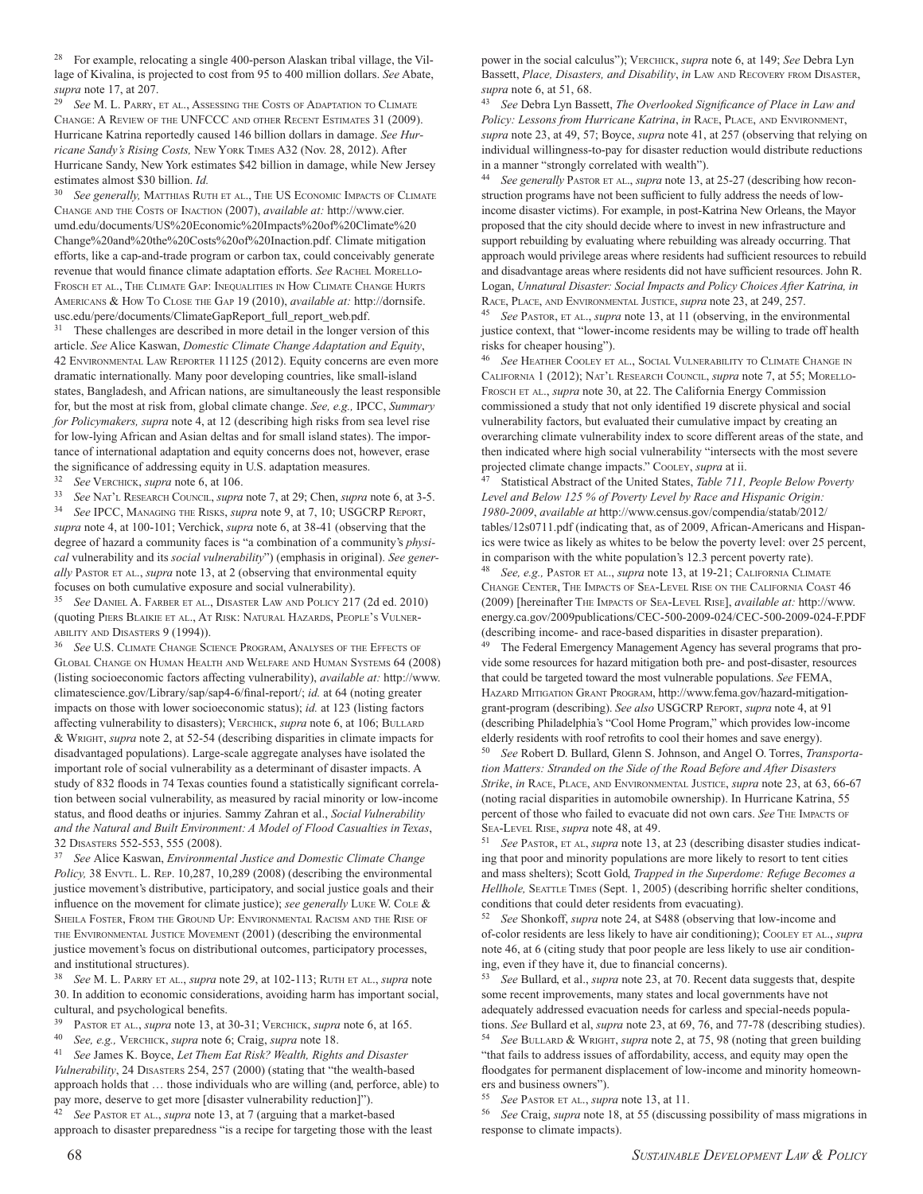28 For example, relocating a single 400-person Alaskan tribal village, the Village of Kivalina, is projected to cost from 95 to 400 million dollars. *See* Abate, *supra* note 17, at 207.

29 *See* M. L. Parry, et al., Assessing the Costs of Adaptation to Climate Change: A Review of the UNFCCC and other Recent Estimates 31 (2009). Hurricane Katrina reportedly caused 146 billion dollars in damage. *See Hurricane Sandy's Rising Costs,* New York Times A32 (Nov. 28, 2012). After Hurricane Sandy, New York estimates $42 billion in damage, while New Jersey estimates almost $30 billion. *Id.*

30 *See generally,* Matthias Ruth et al., The US Economic Impacts of Climate Change and the Costs of Inaction (2007), *available at:* http://www.cier.umd.edu/documents/US%20Economic%20Impacts%20of%20Climate%20Change%20and%20the%20Costs%20of%20Inaction.pdf. Climate mitigation efforts, like a cap-and-trade program or carbon tax, could conceivably generate revenue that would finance climate adaptation efforts. *See* Rachel Morello-Frosch et al., The Climate Gap: Inequalities in How Climate Change Hurts Americans & How To Close the Gap 19 (2010), *available at:* http://dornsife.usc.edu/pere/documents/ClimateGapReport_full_report_web.pdf.

31 These challenges are described in more detail in the longer version of this article. *See* Alice Kaswan, *Domestic Climate Change Adaptation and Equity*, 42 Environmental Law Reporter 11125 (2012). Equity concerns are even more dramatic internationally. Many poor developing countries, like small-island states, Bangladesh, and African nations, are simultaneously the least responsible for, but the most at risk from, global climate change. *See, e.g.,* IPCC, *Summary for Policymakers, supra* note 4, at 12 (describing high risks from sea level rise for low-lying African and Asian deltas and for small island states). The importance of international adaptation and equity concerns does not, however, erase the significance of addressing equity in U.S. adaptation measures.

32 *See* Verchick, *supra* note 6, at 106.

33 *See* Nat'l Research Council, *supra* note 7, at 29; Chen, *supra* note 6, at 3-5.

34 *See* IPCC, Managing the Risks, *supra* note 9, at 7, 10; USGCRP Report, *supra* note 4, at 100-101; Verchick, *supra* note 6, at 38-41 (observing that the degree of hazard a community faces is "a combination of a community's *physical* vulnerability and its *social vulnerability*") (emphasis in original). *See generally* Pastor et al., *supra* note 13, at 2 (observing that environmental equity focuses on both cumulative exposure and social vulnerability).

35 *See* Daniel A. Farber et al., Disaster Law and Policy 217 (2d ed. 2010) (quoting Piers Blaikie et al., At Risk: Natural Hazards, People's Vulnerability and Disasters 9 (1994)).

36 *See* U.S. Climate Change Science Program, Analyses of the Effects of Global Change on Human Health and Welfare and Human Systems 64 (2008) (listing socioeconomic factors affecting vulnerability), *available at:* http://www.climatescience.gov/Library/sap/sap4-6/final-report/; *id.* at 64 (noting greater impacts on those with lower socioeconomic status); *id.* at 123 (listing factors affecting vulnerability to disasters); Verchick, *supra* note 6, at 106; Bullard & Wright, *supra* note 2, at 52-54 (describing disparities in climate impacts for disadvantaged populations). Large-scale aggregate analyses have isolated the important role of social vulnerability as a determinant of disaster impacts. A study of 832 floods in 74 Texas counties found a statistically significant correlation between social vulnerability, as measured by racial minority or low-income status, and flood deaths or injuries. Sammy Zahran et al., *Social Vulnerability and the Natural and Built Environment: A Model of Flood Casualties in Texas*, 32 Disasters 552-553, 555 (2008).

37 *See* Alice Kaswan, *Environmental Justice and Domestic Climate Change Policy,* 38 Envtl. L. Rep. 10,287, 10,289 (2008) (describing the environmental justice movement's distributive, participatory, and social justice goals and their influence on the movement for climate justice); *see generally* Luke W. Cole & Sheila Foster, From the Ground Up: Environmental Racism and the Rise of the Environmental Justice Movement (2001) (describing the environmental justice movement's focus on distributional outcomes, participatory processes, and institutional structures).

38 *See* M. L. Parry et al., *supra* note 29, at 102-113; Ruth et al., *supra* note 30. In addition to economic considerations, avoiding harm has important social, cultural, and psychological benefits.

39 Pastor et al., *supra* note 13, at 30-31; Verchick, *supra* note 6, at 165.

40 *See, e.g.,* Verchick, *supra* note 6; Craig, *supra* note 18.

41 *See* James K. Boyce, *Let Them Eat Risk? Wealth, Rights and Disaster Vulnerability*, 24 Disasters 254, 257 (2000) (stating that "the wealth-based approach holds that … those individuals who are willing (and, perforce, able) to pay more, deserve to get more [disaster vulnerability reduction]").

42 *See* Pastor et al., *supra* note 13, at 7 (arguing that a market-based approach to disaster preparedness "is a recipe for targeting those with the least power in the social calculus"); Verchick, *supra* note 6, at 149; *See* Debra Lyn Bassett, *Place, Disasters, and Disability*, *in* Law and Recovery from Disaster, *supra* note 6, at 51, 68.

43 *See* Debra Lyn Bassett, *The Overlooked Significance of Place in Law and Policy: Lessons from Hurricane Katrina*, *in* Race, Place, and Environment, *supra* note 23, at 49, 57; Boyce, *supra* note 41, at 257 (observing that relying on individual willingness-to-pay for disaster reduction would distribute reductions in a manner "strongly correlated with wealth").

44 *See generally* Pastor et al., *supra* note 13, at 25-27 (describing how reconstruction programs have not been sufficient to fully address the needs of low-income disaster victims). For example, in post-Katrina New Orleans, the Mayor proposed that the city should decide where to invest in new infrastructure and support rebuilding by evaluating where rebuilding was already occurring. That approach would privilege areas where residents had sufficient resources to rebuild and disadvantage areas where residents did not have sufficient resources. John R. Logan, *Unnatural Disaster: Social Impacts and Policy Choices After Katrina, in* Race, Place, and Environmental Justice, *supra* note 23, at 249, 257.

45 *See* Pastor, et al., *supra* note 13, at 11 (observing, in the environmental justice context, that "lower-income residents may be willing to trade off health risks for cheaper housing").

46 *See* Heather Cooley et al., Social Vulnerability to Climate Change in California 1 (2012); Nat'l Research Council, *supra* note 7, at 55; Morello-Frosch et al., *supra* note 30, at 22. The California Energy Commission commissioned a study that not only identified 19 discrete physical and social vulnerability factors, but evaluated their cumulative impact by creating an overarching climate vulnerability index to score different areas of the state, and then indicated where high social vulnerability "intersects with the most severe projected climate change impacts." Cooley, *supra* at ii.

47 Statistical Abstract of the United States, *Table 711, People Below Poverty Level and Below 125 % of Poverty Level by Race and Hispanic Origin: 1980-2009*, *available at* http://www.census.gov/compendia/statab/2012/tables/12s0711.pdf (indicating that, as of 2009, African-Americans and Hispanics were twice as likely as whites to be below the poverty level: over 25 percent, in comparison with the white population's 12.3 percent poverty rate).

48 *See, e.g.,* Pastor et al., *supra* note 13, at 19-21; California Climate Change Center, The Impacts of Sea-Level Rise on the California Coast 46 (2009) [hereinafter The Impacts of Sea-Level Rise], *available at:* http://www.energy.ca.gov/2009publications/CEC-500-2009-024/CEC-500-2009-024-F.PDF (describing income- and race-based disparities in disaster preparation).

49 The Federal Emergency Management Agency has several programs that provide some resources for hazard mitigation both pre- and post-disaster, resources that could be targeted toward the most vulnerable populations. *See* FEMA, Hazard Mitigation Grant Program, http://www.fema.gov/hazard-mitigation-grant-program (describing). *See also* USGCRP Report, *supra* note 4, at 91 (describing Philadelphia's "Cool Home Program," which provides low-income elderly residents with roof retrofits to cool their homes and save energy).

50 *See* Robert D. Bullard, Glenn S. Johnson, and Angel O. Torres, *Transportation Matters: Stranded on the Side of the Road Before and After Disasters Strike*, *in* Race, Place, and Environmental Justice, *supra* note 23, at 63, 66-67 (noting racial disparities in automobile ownership). In Hurricane Katrina, 55 percent of those who failed to evacuate did not own cars. *See* The Impacts of Sea-Level Rise, *supra* note 48, at 49.

51 *See* Pastor, et al, *supra* note 13, at 23 (describing disaster studies indicating that poor and minority populations are more likely to resort to tent cities and mass shelters); Scott Gold, *Trapped in the Superdome: Refuge Becomes a Hellhole,* Seattle Times (Sept. 1, 2005) (describing horrific shelter conditions, conditions that could deter residents from evacuating).

52 *See* Shonkoff, *supra* note 24, at S488 (observing that low-income and of-color residents are less likely to have air conditioning); Cooley et al., *supra* note 46, at 6 (citing study that poor people are less likely to use air conditioning, even if they have it, due to financial concerns).

53 *See* Bullard, et al., *supra* note 23, at 70. Recent data suggests that, despite some recent improvements, many states and local governments have not adequately addressed evacuation needs for carless and special-needs populations. *See* Bullard et al, *supra* note 23, at 69, 76, and 77-78 (describing studies).

54 *See* Bullard & Wright, *supra* note 2, at 75, 98 (noting that green building "that fails to address issues of affordability, access, and equity may open the floodgates for permanent displacement of low-income and minority homeowners and business owners").

55 *See* Pastor et al., *supra* note 13, at 11.

56 *See* Craig, *supra* note 18, at 55 (discussing possibility of mass migrations in response to climate impacts).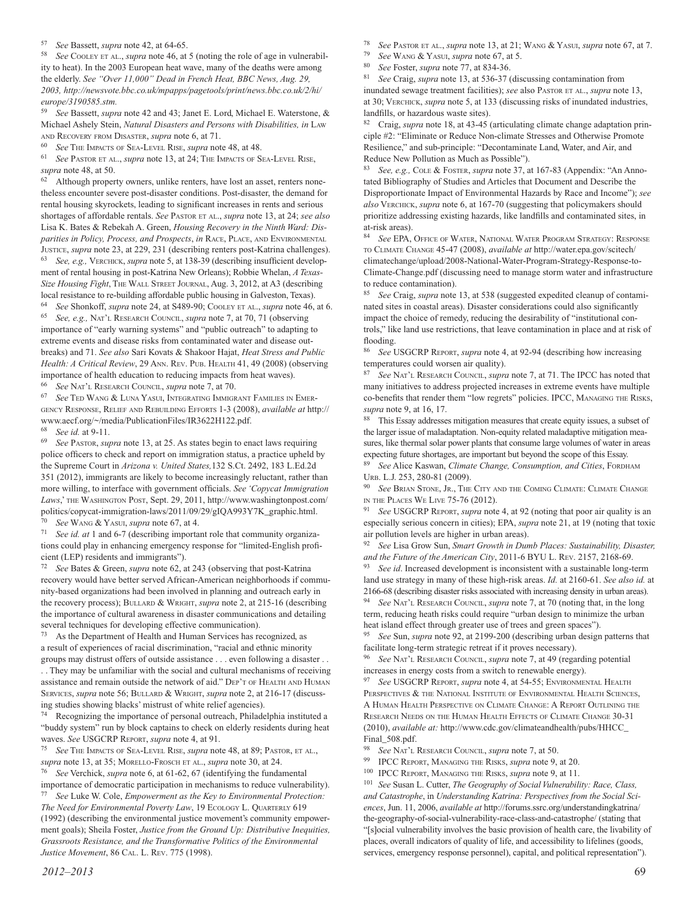[57] *See* Bassett, *supra* note 42, at 64-65.

[58] *See* Cooley et al., *supra* note 46, at 5 (noting the role of age in vulnerability to heat). In the 2003 European heat wave, many of the deaths were among the elderly. *See "Over 11,000" Dead in French Heat, BBC News, Aug. 29, 2003, http://newsvote.bbc.co.uk/mpapps/pagetools/print/news.bbc.co.uk/2/hi/europe/3190585.stm.*

[59] *See* Bassett, *supra* note 42 and 43; Janet E. Lord, Michael E. Waterstone, & Michael Ashely Stein, *Natural Disasters and Persons with Disabilities, in* Law and Recovery from Disaster, *supra* note 6, at 71.

[60] *See* The Impacts of Sea-Level Rise, *supra* note 48, at 48.

[61] *See* Pastor et al., *supra* note 13, at 24; The Impacts of Sea-Level Rise, *supra* note 48, at 50.

[62] Although property owners, unlike renters, have lost an asset, renters nonetheless encounter severe post-disaster conditions. Post-disaster, the demand for rental housing skyrockets, leading to significant increases in rents and serious shortages of affordable rentals. *See* Pastor et al., *supra* note 13, at 24; *see also* Lisa K. Bates & Rebekah A. Green, *Housing Recovery in the Ninth Ward: Disparities in Policy, Process, and Prospects*, *in* Race, Place, and Environmental Justice, *supra* note 23, at 229, 231 (describing renters post-Katrina challenges).

[63] *See, e.g.,* Verchick, *supra* note 5, at 138-39 (describing insufficient development of rental housing in post-Katrina New Orleans); Robbie Whelan, *A Texas-Size Housing Fight*, The Wall Street Journal, Aug. 3, 2012, at A3 (describing local resistance to re-building affordable public housing in Galveston, Texas).

[64] *See* Shonkoff, *supra* note 24, at S489-90; Cooley et al., *supra* note 46, at 6.

[65] *See, e.g.,* Nat'l Research Council, *supra* note 7, at 70, 71 (observing importance of "early warning systems" and "public outreach" to adapting to extreme events and disease risks from contaminated water and disease outbreaks) and 71. *See also* Sari Kovats & Shakoor Hajat, *Heat Stress and Public Health: A Critical Review*, 29 Ann. Rev. Pub. Health 41, 49 (2008) (observing importance of health education to reducing impacts from heat waves).

[66] *See* Nat'l Research Council, *supra* note 7, at 70.

[67] *See* Ted Wang & Luna Yasui, Integrating Immigrant Families in Emergency Response, Relief and Rebuilding Efforts 1-3 (2008), *available at* http://www.aecf.org/~/media/PublicationFiles/IR3622H122.pdf.

[68] *See id.* at 9-11.

[69] *See* Pastor, *supra* note 13, at 25. As states begin to enact laws requiring police officers to check and report on immigration status, a practice upheld by the Supreme Court in *Arizona v. United States,*132 S.Ct. 2492, 183 L.Ed.2d 351 (2012), immigrants are likely to become increasingly reluctant, rather than more willing, to interface with government officials. *See 'Copycat Immigration Laws*,' the Washington Post, Sept. 29, 2011, http://www.washingtonpost.com/politics/copycat-immigration-laws/2011/09/29/gIQA993Y7K_graphic.html.

[70] *See* Wang & Yasui, *supra* note 67, at 4.

[71] *See id. at* 1 and 6-7 (describing important role that community organizations could play in enhancing emergency response for "limited-English proficient (LEP) residents and immigrants").

[72] *See* Bates & Green, *supra* note 62, at 243 (observing that post-Katrina recovery would have better served African-American neighborhoods if community-based organizations had been involved in planning and outreach early in the recovery process); Bullard & Wright, *supra* note 2, at 215-16 (describing the importance of cultural awareness in disaster communications and detailing several techniques for developing effective communication).

[73] As the Department of Health and Human Services has recognized, as a result of experiences of racial discrimination, "racial and ethnic minority groups may distrust offers of outside assistance . . . even following a disaster . . . . They may be unfamiliar with the social and cultural mechanisms of receiving assistance and remain outside the network of aid." Dep't of Health and Human Services, *supra* note 56; Bullard & Wright, *supra* note 2, at 216-17 (discussing studies showing blacks' mistrust of white relief agencies).

[74] Recognizing the importance of personal outreach, Philadelphia instituted a "buddy system" run by block captains to check on elderly residents during heat waves. *See* USGCRP Report, *supra* note 4, at 91.

[75] *See* The Impacts of Sea-Level Rise, *supra* note 48, at 89; Pastor, et al., *supra* note 13, at 35; Morello-Frosch et al., *supra* note 30, at 24.

[76] *See* Verchick, *supra* note 6, at 61-62, 67 (identifying the fundamental importance of democratic participation in mechanisms to reduce vulnerability).

[77] *See* Luke W. Cole, *Empowerment as the Key to Environmental Protection: The Need for Environmental Poverty Law*, 19 Ecology L. Quarterly 619 (1992) (describing the environmental justice movement's community empowerment goals); Sheila Foster, *Justice from the Ground Up: Distributive Inequities, Grassroots Resistance, and the Transformative Politics of the Environmental Justice Movement*, 86 Cal. L. Rev. 775 (1998).

[78] *See* Pastor et al., *supra* note 13, at 21; Wang & Yasui, *supra* note 67, at 7.

[79] *See* Wang & Yasui, *supra* note 67, at 5.

[80] *See* Foster, *supra* note 77, at 834-36.

[81] *See* Craig, *supra* note 13, at 536-37 (discussing contamination from inundated sewage treatment facilities); *see* also Pastor et al., *supra* note 13, at 30; Verchick, *supra* note 5, at 133 (discussing risks of inundated industries, landfills, or hazardous waste sites).

[82] Craig, *supra* note 18, at 43-45 (articulating climate change adaptation principle #2: "Eliminate or Reduce Non-climate Stresses and Otherwise Promote Resilience," and sub-principle: "Decontaminate Land, Water, and Air, and Reduce New Pollution as Much as Possible").

[83] *See, e.g.,* Cole & Foster, *supra* note 37, at 167-83 (Appendix: "An Annotated Bibliography of Studies and Articles that Document and Describe the Disproportionate Impact of Environmental Hazards by Race and Income"); *see also* Verchick, *supra* note 6, at 167-70 (suggesting that policymakers should prioritize addressing existing hazards, like landfills and contaminated sites, in at-risk areas).

[84] *See* EPA, Office of Water, National Water Program Strategy: Response to Climate Change 45-47 (2008), *available at* http://water.epa.gov/scitech/climatechange/upload/2008-National-Water-Program-Strategy-Response-to-Climate-Change.pdf (discussing need to manage storm water and infrastructure to reduce contamination).

[85] *See* Craig, *supra* note 13, at 538 (suggested expedited cleanup of contaminated sites in coastal areas). Disaster considerations could also significantly impact the choice of remedy, reducing the desirability of "institutional controls," like land use restrictions, that leave contamination in place and at risk of flooding.

[86] *See* USGCRP Report, *supra* note 4, at 92-94 (describing how increasing temperatures could worsen air quality).

[87] *See* Nat'l Research Council, *supra* note 7, at 71. The IPCC has noted that many initiatives to address projected increases in extreme events have multiple co-benefits that render them "low regrets" policies. IPCC, Managing the Risks, *supra* note 9, at 16, 17.

[88] This Essay addresses mitigation measures that create equity issues, a subset of the larger issue of maladaptation. Non-equity related maladaptive mitigation measures, like thermal solar power plants that consume large volumes of water in areas expecting future shortages, are important but beyond the scope of this Essay.

[89] *See* Alice Kaswan, *Climate Change, Consumption, and Cities*, Fordham Urb. L.J. 253, 280-81 (2009).

[90] *See* Brian Stone, Jr., The City and the Coming Climate: Climate Change in the Places We Live 75-76 (2012).

[91] *See* USGCRP Report, *supra* note 4, at 92 (noting that poor air quality is an especially serious concern in cities); EPA, *supra* note 21, at 19 (noting that toxic air pollution levels are higher in urban areas).

[92] *See* Lisa Grow Sun, *Smart Growth in Dumb Places: Sustainability, Disaster, and the Future of the American City*, 2011-6 BYU L. Rev. 2157, 2168-69.

[93] *See id*. Increased development is inconsistent with a sustainable long-term land use strategy in many of these high-risk areas. *Id.* at 2160-61. *See also id.* at 2166-68 (describing disaster risks associated with increasing density in urban areas).

[94] *See* Nat'l Research Council, *supra* note 7, at 70 (noting that, in the long term, reducing heath risks could require "urban design to minimize the urban heat island effect through greater use of trees and green spaces").

[95] *See* Sun, *supra* note 92, at 2199-200 (describing urban design patterns that facilitate long-term strategic retreat if it proves necessary).

[96] *See* Nat'l Research Council, *supra* note 7, at 49 (regarding potential increases in energy costs from a switch to renewable energy).

[97] *See* USGCRP Report, *supra* note 4, at 54-55; Environmental Health Perspectives & the National Institute of Environmental Health Sciences, A Human Health Perspective on Climate Change: A Report Outlining the Research Needs on the Human Health Effects of Climate Change 30-31 (2010), *available at:* http://www.cdc.gov/climateandhealth/pubs/HHCC_Final_508.pdf.

[98] *See* Nat'l Research Council, *supra* note 7, at 50.

[99] IPCC Report, Managing the Risks, *supra* note 9, at 20.

[100] IPCC Report, Managing the Risks, *supra* note 9, at 11.

[101] *See* Susan L. Cutter, *The Geography of Social Vulnerability: Race, Class, and Catastrophe*, in *Understanding Katrina: Perspectives from the Social Sciences*, Jun. 11, 2006, *available at* http://forums.ssrc.org/understandingkatrina/the-geography-of-social-vulnerability-race-class-and-catastrophe/ (stating that "[s]ocial vulnerability involves the basic provision of health care, the livability of places, overall indicators of quality of life, and accessibility to lifelines (goods, services, emergency response personnel), capital, and political representation").